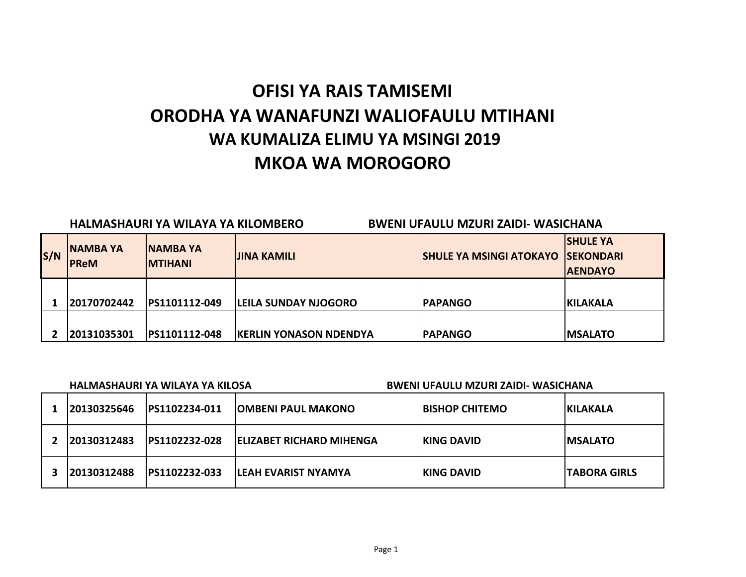# OFISI YA RAIS TAMISEMI
# ORODHA YA WANAFUNZI WALIOFAULU MTIHANI
## WA KUMALIZA ELIMU YA MSINGI 2019
# MKOA WA MOROGORO

**HALMASHAURI YA WILAYA YA KILOMBERO** **BWENI UFAULU MZURI ZAIDI- WASICHANA**

| S/N | NAMBA YA PReM | NAMBA YA MTIHANI | JINA KAMILI | SHULE YA MSINGI ATOKAYO | SHULE YA SEKONDARI AENDAYO |
|---|---|---|---|---|---|
| 1 | 20170702442 | PS1101112-049 | LEILA SUNDAY NJOGORO | PAPANGO | KILAKALA |
| 2 | 20131035301 | PS1101112-048 | KERLIN YONASON NDENDYA | PAPANGO | MSALATO |

**HALMASHAURI YA WILAYA YA KILOSA** **BWENI UFAULU MZURI ZAIDI- WASICHANA**

| S/N | NAMBA YA PReM | NAMBA YA MTIHANI | JINA KAMILI | SHULE YA MSINGI ATOKAYO | SHULE YA SEKONDARI AENDAYO |
|---|---|---|---|---|---|
| 1 | 20130325646 | PS1102234-011 | OMBENI PAUL MAKONO | BISHOP CHITEMO | KILAKALA |
| 2 | 20130312483 | PS1102232-028 | ELIZABET RICHARD MIHENGA | KING DAVID | MSALATO |
| 3 | 20130312488 | PS1102232-033 | LEAH EVARIST NYAMYA | KING DAVID | TABORA GIRLS |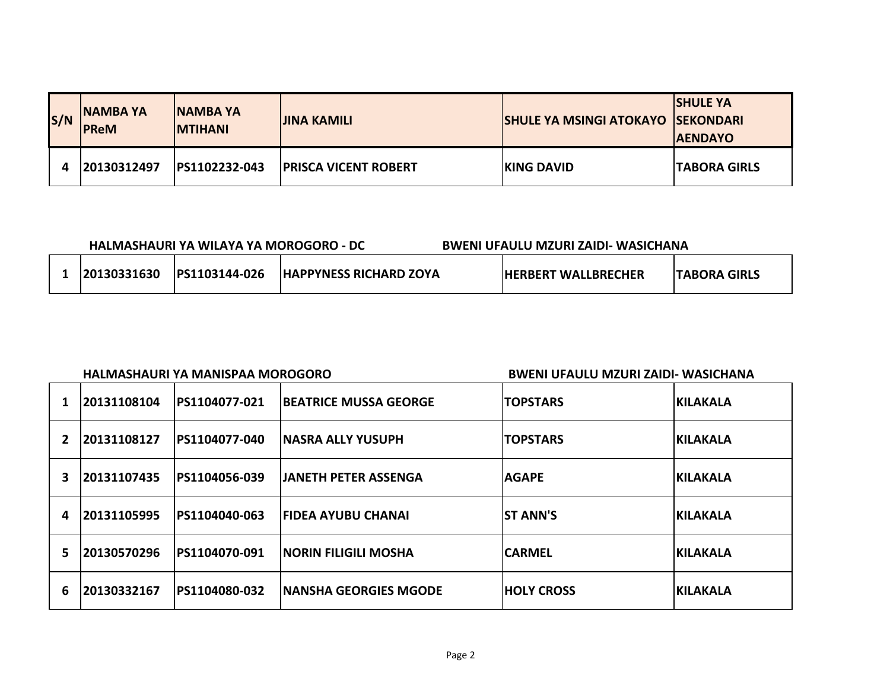| S/N | NAMBA YA PReM | NAMBA YA MTIHANI | JINA KAMILI | SHULE YA MSINGI ATOKAYO | SHULE YA SEKONDARI AENDAYO |
|---|---|---|---|---|---|
| 4 | 20130312497 | PS1102232-043 | PRISCA VICENT ROBERT | KING DAVID | TABORA GIRLS |

**HALMASHAURI YA WILAYA YA MOROGORO - DC** **BWENI UFAULU MZURI ZAIDI- WASICHANA**

| S/N | NAMBA YA PReM | NAMBA YA MTIHANI | JINA KAMILI | SHULE YA MSINGI ATOKAYO | SHULE YA SEKONDARI AENDAYO |
|---|---|---|---|---|---|
| 1 | 20130331630 | PS1103144-026 | HAPPYNESS RICHARD ZOYA | HERBERT WALLBRECHER | TABORA GIRLS |

**HALMASHAURI YA MANISPAA MOROGORO** **BWENI UFAULU MZURI ZAIDI- WASICHANA**

| S/N | NAMBA YA PReM | NAMBA YA MTIHANI | JINA KAMILI | SHULE YA MSINGI ATOKAYO | SHULE YA SEKONDARI AENDAYO |
|---|---|---|---|---|---|
| 1 | 20131108104 | PS1104077-021 | BEATRICE MUSSA GEORGE | TOPSTARS | KILAKALA |
| 2 | 20131108127 | PS1104077-040 | NASRA ALLY YUSUPH | TOPSTARS | KILAKALA |
| 3 | 20131107435 | PS1104056-039 | JANETH PETER ASSENGA | AGAPE | KILAKALA |
| 4 | 20131105995 | PS1104040-063 | FIDEA AYUBU CHANAI | ST ANN'S | KILAKALA |
| 5 | 20130570296 | PS1104070-091 | NORIN FILIGILI MOSHA | CARMEL | KILAKALA |
| 6 | 20130332167 | PS1104080-032 | NANSHA GEORGIES MGODE | HOLY CROSS | KILAKALA |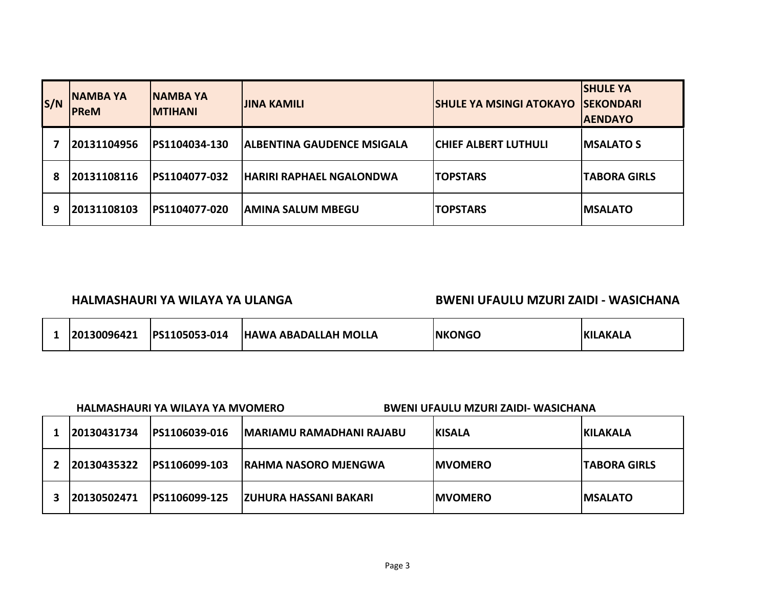| S/N | NAMBA YA PReM | NAMBA YA MTIHANI | JINA KAMILI | SHULE YA MSINGI ATOKAYO | SHULE YA SEKONDARI AENDAYO |
|---|---|---|---|---|---|
| 7 | 20131104956 | PS1104034-130 | ALBENTINA GAUDENCE MSIGALA | CHIEF ALBERT LUTHULI | MSALATO S |
| 8 | 20131108116 | PS1104077-032 | HARIRI RAPHAEL NGALONDWA | TOPSTARS | TABORA GIRLS |
| 9 | 20131108103 | PS1104077-020 | AMINA SALUM MBEGU | TOPSTARS | MSALATO |

**HALMASHAURI YA WILAYA YA ULANGA** **BWENI UFAULU MZURI ZAIDI - WASICHANA**

| S/N | NAMBA YA PReM | NAMBA YA MTIHANI | JINA KAMILI | SHULE YA MSINGI ATOKAYO | SHULE YA SEKONDARI AENDAYO |
|---|---|---|---|---|---|
| 1 | 20130096421 | PS1105053-014 | HAWA ABADALLAH MOLLA | NKONGO | KILAKALA |

**HALMASHAURI YA WILAYA YA MVOMERO** **BWENI UFAULU MZURI ZAIDI- WASICHANA**

| S/N | NAMBA YA PReM | NAMBA YA MTIHANI | JINA KAMILI | SHULE YA MSINGI ATOKAYO | SHULE YA SEKONDARI AENDAYO |
|---|---|---|---|---|---|
| 1 | 20130431734 | PS1106039-016 | MARIAMU RAMADHANI RAJABU | KISALA | KILAKALA |
| 2 | 20130435322 | PS1106099-103 | RAHMA NASORO MJENGWA | MVOMERO | TABORA GIRLS |
| 3 | 20130502471 | PS1106099-125 | ZUHURA HASSANI BAKARI | MVOMERO | MSALATO |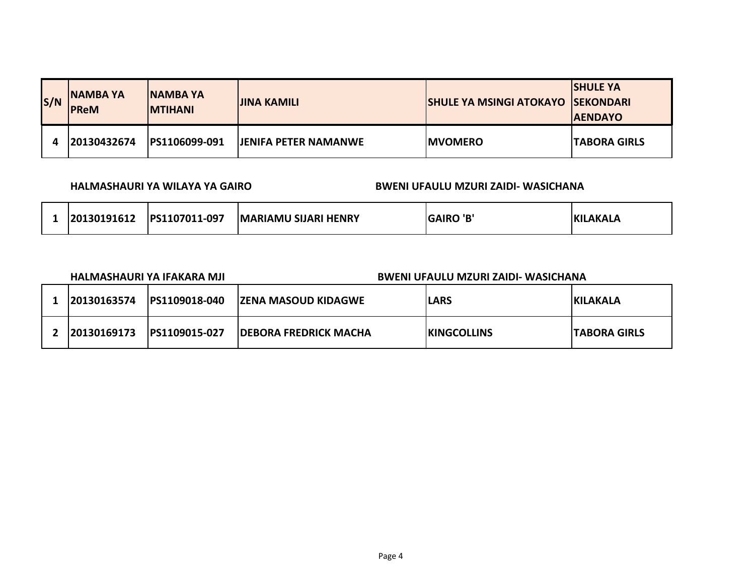| S/N | NAMBA YA PReM | NAMBA YA MTIHANI | JINA KAMILI | SHULE YA MSINGI ATOKAYO | SHULE YA SEKONDARI AENDAYO |
|---|---|---|---|---|---|
| 4 | 20130432674 | PS1106099-091 | JENIFA PETER NAMANWE | MVOMERO | TABORA GIRLS |

**HALMASHAURI YA WILAYA YA GAIRO** **BWENI UFAULU MZURI ZAIDI- WASICHANA**

| | | | | | |
|---|---|---|---|---|---|
| 1 | 20130191612 | PS1107011-097 | MARIAMU SIJARI HENRY | GAIRO 'B' | KILAKALA |

**HALMASHAURI YA IFAKARA MJI** **BWENI UFAULU MZURI ZAIDI- WASICHANA**

| | | | | | |
|---|---|---|---|---|---|
| 1 | 20130163574 | PS1109018-040 | ZENA MASOUD KIDAGWE | LARS | KILAKALA |
| 2 | 20130169173 | PS1109015-027 | DEBORA FREDRICK MACHA | KINGCOLLINS | TABORA GIRLS |